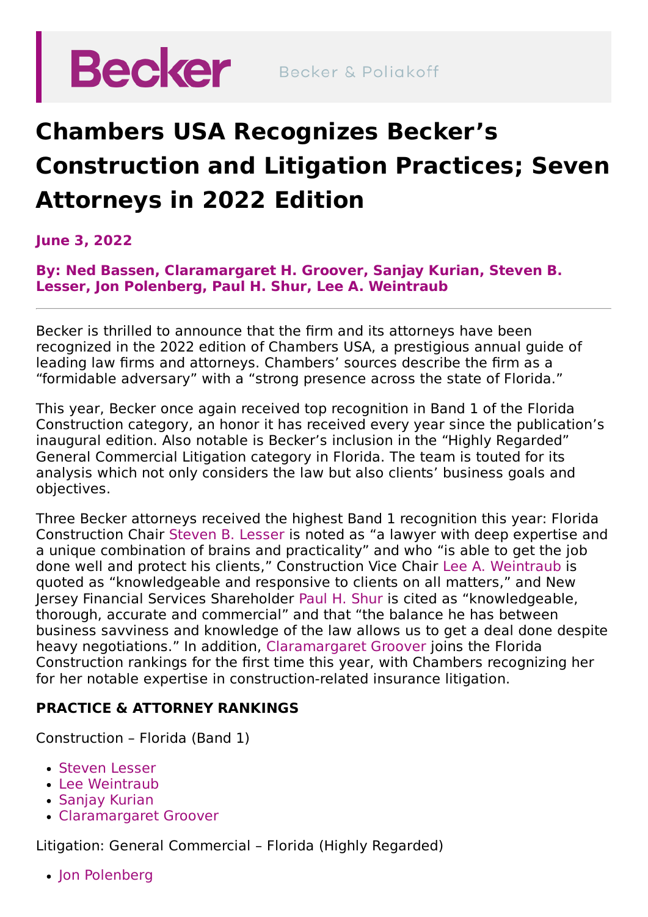Becker Becker & Poliakoff

# Chambers USA Recognizes Becker's Construction and Litigation Practices; Seven Attorneys in 2022 Edition

**June 3, 2022**

**By: Ned Bassen, Claramargaret H. Groover, Sanjay Kurian, Steven B. Lesser, Jon Polenberg, Paul H. Shur, Lee A. Weintraub**

---

Becker is thrilled to announce that the firm and its attorneys have been recognized in the 2022 edition of Chambers USA, a prestigious annual guide of leading law firms and attorneys. Chambers' sources describe the firm as a "formidable adversary" with a "strong presence across the state of Florida."

This year, Becker once again received top recognition in Band 1 of the Florida Construction category, an honor it has received every year since the publication's inaugural edition. Also notable is Becker's inclusion in the "Highly Regarded" General Commercial Litigation category in Florida. The team is touted for its analysis which not only considers the law but also clients' business goals and objectives.

Three Becker attorneys received the highest Band 1 recognition this year: Florida Construction Chair Steven B. Lesser is noted as "a lawyer with deep expertise and a unique combination of brains and practicality" and who "is able to get the job done well and protect his clients," Construction Vice Chair Lee A. Weintraub is quoted as "knowledgeable and responsive to clients on all matters," and New Jersey Financial Services Shareholder Paul H. Shur is cited as "knowledgeable, thorough, accurate and commercial" and that "the balance he has between business savviness and knowledge of the law allows us to get a deal done despite heavy negotiations." In addition, Claramargaret Groover joins the Florida Construction rankings for the first time this year, with Chambers recognizing her for her notable expertise in construction-related insurance litigation.

**PRACTICE & ATTORNEY RANKINGS**

Construction – Florida (Band 1)

- Steven Lesser
- Lee Weintraub
- Sanjay Kurian
- Claramargaret Groover

Litigation: General Commercial – Florida (Highly Regarded)

- Jon Polenberg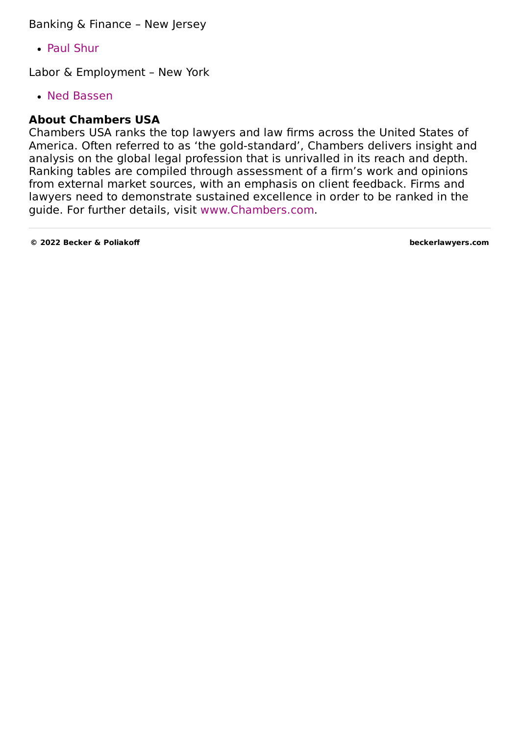Banking & Finance – New Jersey

- Paul Shur

Labor & Employment – New York

- Ned Bassen

**About Chambers USA**

Chambers USA ranks the top lawyers and law firms across the United States of America. Often referred to as 'the gold-standard', Chambers delivers insight and analysis on the global legal profession that is unrivalled in its reach and depth. Ranking tables are compiled through assessment of a firm's work and opinions from external market sources, with an emphasis on client feedback. Firms and lawyers need to demonstrate sustained excellence in order to be ranked in the guide. For further details, visit www.Chambers.com.